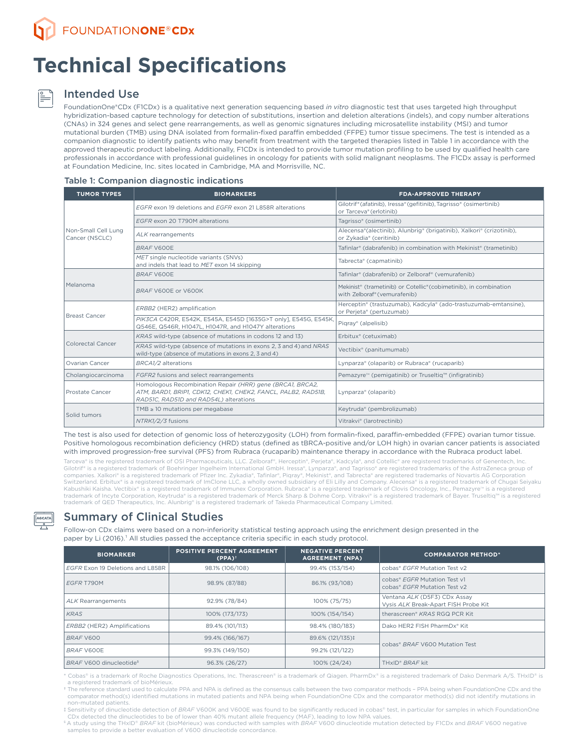# FOUNDATIONONE® CDx

# Technical Specifications

## Intended Use

FoundationOne®CDx (F1CDx) is a qualitative next generation sequencing based *in vitro* diagnostic test that uses targeted high throughput hybridization-based capture technology for detection of substitutions, insertion and deletion alterations (indels), and copy number alterations (CNAs) in 324 genes and select gene rearrangements, as well as genomic signatures including microsatellite instability (MSI) and tumor mutational burden (TMB) using DNA isolated from formalin-fixed paraffin embedded (FFPE) tumor tissue specimens. The test is intended as a companion diagnostic to identify patients who may benefit from treatment with the targeted therapies listed in Table 1 in accordance with the approved therapeutic product labeling. Additionally, F1CDx is intended to provide tumor mutation profiling to be used by qualified health care professionals in accordance with professional guidelines in oncology for patients with solid malignant neoplasms. The F1CDx assay is performed at Foundation Medicine, Inc. sites located in Cambridge, MA and Morrisville, NC.

### Table 1: Companion diagnostic indications

| TUMOR TYPES | BIOMARKERS | FDA-APPROVED THERAPY |
|---|---|---|
| Non-Small Cell Lung Cancer (NSCLC) | *EGFR* exon 19 deletions and *EGFR* exon 21 L858R alterations | Gilotrif® (afatinib), Iressa® (gefitinib), Tagrisso® (osimertinib) or Tarceva® (erlotinib) |
| | *EGFR* exon 20 T790M alterations | Tagrisso® (osimertinib) |
| | *ALK* rearrangements | Alecensa® (alectinib), Alunbrig® (brigatinib), Xalkori® (crizotinib), or Zykadia® (ceritinib) |
| | *BRAF* V600E | Tafinlar® (dabrafenib) in combination with Mekinist® (trametinib) |
| | *MET* single nucleotide variants (SNVs) and indels that lead to *MET* exon 14 skipping | Tabrecta® (capmatinib) |
| Melanoma | *BRAF* V600E | Tafinlar® (dabrafenib) or Zelboraf® (vemurafenib) |
| | *BRAF* V600E or V600K | Mekinist® (trametinib) or Cotellic® (cobimetinib), in combination with Zelboraf® (vemurafenib) |
| Breast Cancer | *ERBB2* (HER2) amplification | Herceptin® (trastuzumab), Kadcyla® (ado-trastuzumab-emtansine), or Perjeta® (pertuzumab) |
| | *PIK3CA* C420R, E542K, E545A, E545D [1635G>T only], E545G, E545K, Q546E, Q546R, H1047L, H1047R, and H1047Y alterations | Piqray® (alpelisib) |
| Colorectal Cancer | *KRAS* wild-type (absence of mutations in codons 12 and 13) | Erbitux® (cetuximab) |
| | *KRAS* wild-type (absence of mutations in exons 2, 3 and 4) and *NRAS* wild-type (absence of mutations in exons 2, 3 and 4) | Vectibix® (panitumumab) |
| Ovarian Cancer | *BRCA1/2* alterations | Lynparza® (olaparib) or Rubraca® (rucaparib) |
| Cholangiocarcinoma | *FGFR2* fusions and select rearrangements | Pemazyre™ (pemigatinib) or Truseltiq™ (infigratinib) |
| Prostate Cancer | Homologous Recombination Repair *(HRR) gene (BRCA1, BRCA2, ATM, BARD1, BRIP1, CDK12, CHEK1, CHEK2, FANCL, PALB2, RAD51B, RAD51C, RAD51D and RAD54L)* alterations | Lynparza® (olaparib) |
| Solid tumors | TMB ≥ 10 mutations per megabase | Keytruda® (pembrolizumab) |
| | *NTRK1/2/3* fusions | Vitrakvi® (larotrectinib) |

The test is also used for detection of genomic loss of heterozygosity (LOH) from formalin-fixed, paraffin-embedded (FFPE) ovarian tumor tissue. Positive homologous recombination deficiency (HRD) status (defined as tBRCA-positive and/or LOH high) in ovarian cancer patients is associated with improved progression-free survival (PFS) from Rubraca (rucaparib) maintenance therapy in accordance with the Rubraca product label.

Tarceva® is the registered trademark of OSI Pharmaceuticals, LLC. Zelboraf®, Herceptin®, Perjeta®, Kadcyla®, and Cotellic® are registered trademarks of Genentech, Inc. Gilotrif® is a registered trademark of Boehringer Ingelheim International GmbH. Iressa®, Lynparza®, and Tagrisso® are registered trademarks of the AstraZeneca group of companies. Xalkori® is a registered trademark of Pfizer Inc. Zykadia®, Tafinlar®, Piqray®, Mekinist®, and Tabrecta® are registered trademarks of Novartis AG Corporation Switzerland. Erbitux® is a registered trademark of ImClone LLC, a wholly owned subsidiary of Eli Lilly and Company. Alecensa® is a registered trademark of Chugai Seiyaku Kabushiki Kaisha. Vectibix® is a registered trademark of Immunex Corporation. Rubraca® is a registered trademark of Clovis Oncology, Inc., Pemazyre™ is a registered trademark of Incyte Corporation, Keytruda® is a registered trademark of Merck Sharp & Dohme Corp. Vitrakvi® is a registered trademark of Bayer. Truseltiq™ is a registered trademark of QED Therapeutics, Inc. Alunbrig® is a registered trademark of Takeda Pharmaceutical Company Limited.

## Summary of Clinical Studies

Follow-on CDx claims were based on a non-inferiority statistical testing approach using the enrichment design presented in the paper by Li (2016).[1] All studies passed the acceptance criteria specific in each study protocol.

| BIOMARKER | POSITIVE PERCENT AGREEMENT (PPA)† | NEGATIVE PERCENT AGREEMENT (NPA) | COMPARATOR METHOD* |
|---|---|---|---|
| *EGFR* Exon 19 Deletions and L858R | 98.1% (106/108) | 99.4% (153/154) | cobas® *EGFR* Mutation Test v2 |
| *EGFR* T790M | 98.9% (87/88) | 86.1% (93/108) | cobas® *EGFR* Mutation Test v1<br>cobas® *EGFR* Mutation Test v2 |
| *ALK* Rearrangements | 92.9% (78/84) | 100% (75/75) | Ventana *ALK* (D5F3) CDx Assay<br>Vysis *ALK* Break-Apart FISH Probe Kit |
| *KRAS* | 100% (173/173) | 100% (154/154) | therascreen® *KRAS* RGQ PCR Kit |
| *ERBB2* (HER2) Amplifications | 89.4% (101/113) | 98.4% (180/183) | Dako HER2 FISH PharmDx® Kit |
| *BRAF* V600 | 99.4% (166/167) | 89.6% (121/135)‡ | cobas® *BRAF* V600 Mutation Test |
| *BRAF* V600E | 99.3% (149/150) | 99.2% (121/122) | |
| *BRAF* V600 dinucleotide§ | 96.3% (26/27) | 100% (24/24) | THxID® *BRAF* kit |

\* Cobas® is a trademark of Roche Diagnostics Operations, Inc. Therascreen® is a trademark of Qiagen. PharmDx® is a registered trademark of Dako Denmark A/S. THxID® is a registered trademark of bioMérieux.

† The reference standard used to calculate PPA and NPA is defined as the consensus calls between the two comparator methods – PPA being when FoundationOne CDx and the comparator method(s) identified mutations in mutated patients and NPA being when FoundationOne CDx and the comparator method(s) did not identify mutations in non-mutated patients.

‡ Sensitivity of dinucleotide detection of *BRAF* V600K and V600E was found to be significantly reduced in cobas® test, in particular for samples in which FoundationOne CDx detected the dinucleotides to be of lower than 40% mutant allele frequency (MAF), leading to low NPA values.

§ A study using the THxID® *BRAF* kit (bioMérieux) was conducted with samples with *BRAF* V600 dinucleotide mutation detected by F1CDx and *BRAF* V600 negative samples to provide a better evaluation of V600 dinucleotide concordance.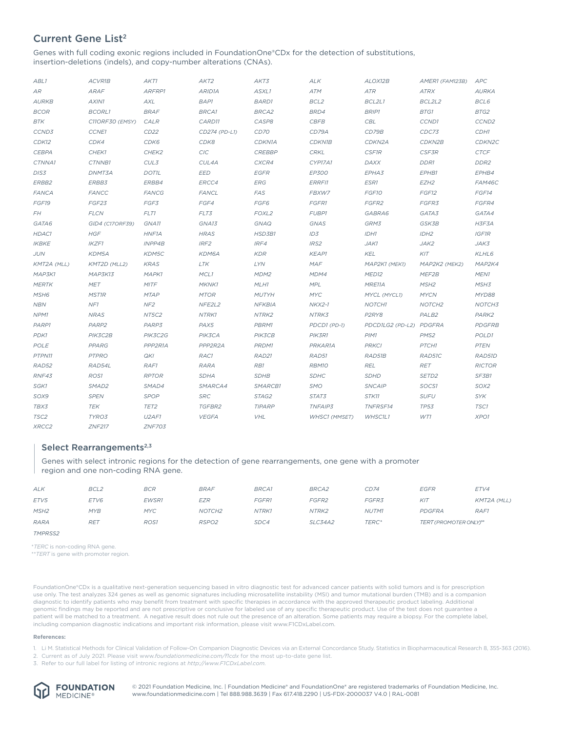## Current Gene List[2]

Genes with full coding exonic regions included in FoundationOne®CDx for the detection of substitutions, insertion-deletions (indels), and copy-number alterations (CNAs).

| | | | | | | | | |
|---|---|---|---|---|---|---|---|---|
| *ABL1* | *ACVR1B* | *AKT1* | *AKT2* | *AKT3* | *ALK* | *ALOX12B* | *AMER1 (FAM123B)* | *APC* |
| *AR* | *ARAF* | *ARFRP1* | *ARID1A* | *ASXL1* | *ATM* | *ATR* | *ATRX* | *AURKA* |
| *AURKB* | *AXIN1* | *AXL* | *BAP1* | *BARD1* | *BCL2* | *BCL2L1* | *BCL2L2* | *BCL6* |
| *BCOR* | *BCORL1* | *BRAF* | *BRCA1* | *BRCA2* | *BRD4* | *BRIP1* | *BTG1* | *BTG2* |
| *BTK* | *C11ORF30 (EMSY)* | *CALR* | *CARD11* | *CASP8* | *CBFB* | *CBL* | *CCND1* | *CCND2* |
| *CCND3* | *CCNE1* | *CD22* | *CD274 (PD-L1)* | *CD70* | *CD79A* | *CD79B* | *CDC73* | *CDH1* |
| *CDK12* | *CDK4* | *CDK6* | *CDK8* | *CDKN1A* | *CDKN1B* | *CDKN2A* | *CDKN2B* | *CDKN2C* |
| *CEBPA* | *CHEK1* | *CHEK2* | *CIC* | *CREBBP* | *CRKL* | *CSF1R* | *CSF3R* | *CTCF* |
| *CTNNA1* | *CTNNB1* | *CUL3* | *CUL4A* | *CXCR4* | *CYP17A1* | *DAXX* | *DDR1* | *DDR2* |
| *DIS3* | *DNMT3A* | *DOT1L* | *EED* | *EGFR* | *EP300* | *EPHA3* | *EPHB1* | *EPHB4* |
| *ERBB2* | *ERBB3* | *ERBB4* | *ERCC4* | *ERG* | *ERRFI1* | *ESR1* | *EZH2* | *FAM46C* |
| *FANCA* | *FANCC* | *FANCG* | *FANCL* | *FAS* | *FBXW7* | *FGF10* | *FGF12* | *FGF14* |
| *FGF19* | *FGF23* | *FGF3* | *FGF4* | *FGF6* | *FGFR1* | *FGFR2* | *FGFR3* | *FGFR4* |
| *FH* | *FLCN* | *FLT1* | *FLT3* | *FOXL2* | *FUBP1* | *GABRA6* | *GATA3* | *GATA4* |
| *GATA6* | *GID4 (C17ORF39)* | *GNA11* | *GNA13* | *GNAQ* | *GNAS* | *GRM3* | *GSK3B* | *H3F3A* |
| *HDAC1* | *HGF* | *HNF1A* | *HRAS* | *HSD3B1* | *ID3* | *IDH1* | *IDH2* | *IGF1R* |
| *IKBKE* | *IKZF1* | *INPP4B* | *IRF2* | *IRF4* | *IRS2* | *JAK1* | *JAK2* | *JAK3* |
| *JUN* | *KDM5A* | *KDM5C* | *KDM6A* | *KDR* | *KEAP1* | *KEL* | *KIT* | *KLHL6* |
| *KMT2A (MLL)* | *KMT2D (MLL2)* | *KRAS* | *LTK* | *LYN* | *MAF* | *MAP2K1 (MEK1)* | *MAP2K2 (MEK2)* | *MAP2K4* |
| *MAP3K1* | *MAP3K13* | *MAPK1* | *MCL1* | *MDM2* | *MDM4* | *MED12* | *MEF2B* | *MEN1* |
| *MERTK* | *MET* | *MITF* | *MKNK1* | *MLH1* | *MPL* | *MRE11A* | *MSH2* | *MSH3* |
| *MSH6* | *MST1R* | *MTAP* | *MTOR* | *MUTYH* | *MYC* | *MYCL (MYCL1)* | *MYCN* | *MYD88* |
| *NBN* | *NF1* | *NF2* | *NFE2L2* | *NFKBIA* | *NKX2-1* | *NOTCH1* | *NOTCH2* | *NOTCH3* |
| *NPM1* | *NRAS* | *NT5C2* | *NTRK1* | *NTRK2* | *NTRK3* | *P2RY8* | *PALB2* | *PARK2* |
| *PARP1* | *PARP2* | *PARP3* | *PAX5* | *PBRM1* | *PDCD1 (PD-1)* | *PDCD1LG2 (PD-L2)* | *PDGFRA* | *PDGFRB* |
| *PDK1* | *PIK3C2B* | *PIK3C2G* | *PIK3CA* | *PIK3CB* | *PIK3R1* | *PIM1* | *PMS2* | *POLD1* |
| *POLE* | *PPARG* | *PPP2R1A* | *PPP2R2A* | *PRDM1* | *PRKAR1A* | *PRKCI* | *PTCH1* | *PTEN* |
| *PTPN11* | *PTPRO* | *QKI* | *RAC1* | *RAD21* | *RAD51* | *RAD51B* | *RAD51C* | *RAD51D* |
| *RAD52* | *RAD54L* | *RAF1* | *RARA* | *RB1* | *RBM10* | *REL* | *RET* | *RICTOR* |
| *RNF43* | *ROS1* | *RPTOR* | *SDHA* | *SDHB* | *SDHC* | *SDHD* | *SETD2* | *SF3B1* |
| *SGK1* | *SMAD2* | *SMAD4* | *SMARCA4* | *SMARCB1* | *SMO* | *SNCAIP* | *SOCS1* | *SOX2* |
| *SOX9* | *SPEN* | *SPOP* | *SRC* | *STAG2* | *STAT3* | *STK11* | *SUFU* | *SYK* |
| *TBX3* | *TEK* | *TET2* | *TGFBR2* | *TIPARP* | *TNFAIP3* | *TNFRSF14* | *TP53* | *TSC1* |
| *TSC2* | *TYRO3* | *U2AF1* | *VEGFA* | *VHL* | *WHSC1 (MMSET)* | *WHSC1L1* | *WT1* | *XPO1* |
| *XRCC2* | *ZNF217* | *ZNF703* | | | | | | |

### Select Rearrangements[2,3]

Genes with select intronic regions for the detection of gene rearrangements, one gene with a promoter region and one non-coding RNA gene.

| | | | | | | | | |
|---|---|---|---|---|---|---|---|---|
| *ALK* | *BCL2* | *BCR* | *BRAF* | *BRCA1* | *BRCA2* | *CD74* | *EGFR* | *ETV4* |
| *ETV5* | *ETV6* | *EWSR1* | *EZR* | *FGFR1* | *FGFR2* | *FGFR3* | *KIT* | *KMT2A (MLL)* |
| *MSH2* | *MYB* | *MYC* | *NOTCH2* | *NTRK1* | *NTRK2* | *NUTM1* | *PDGFRA* | *RAF1* |
| *RARA* | *RET* | *ROS1* | *RSPO2* | *SDC4* | *SLC34A2* | *TERC** | *TERT (PROMOTER ONLY)*** | |
| *TMPRSS2* | | | | | | | | |

**TERC* is non-coding RNA gene.
***TERT* is gene with promoter region.

FoundationOne®CDx is a qualitative next-generation sequencing based in vitro diagnostic test for advanced cancer patients with solid tumors and is for prescription use only. The test analyzes 324 genes as well as genomic signatures including microsatellite instability (MSI) and tumor mutational burden (TMB) and is a companion diagnostic to identify patients who may benefit from treatment with specific therapies in accordance with the approved therapeutic product labeling. Additional genomic findings may be reported and are not prescriptive or conclusive for labeled use of any specific therapeutic product. Use of the test does not guarantee a patient will be matched to a treatment. A negative result does not rule out the presence of an alteration. Some patients may require a biopsy. For the complete label, including companion diagnostic indications and important risk information, please visit www.F1CDxLabel.com.

**References:**

1. Li M. Statistical Methods for Clinical Validation of Follow-On Companion Diagnostic Devices via an External Concordance Study. Statistics in Biopharmaceutical Research 8, 355-363 (2016).
2. Current as of July 2021. Please visit *www.foundationmedicine.com/f1cdx* for the most up-to-date gene list.
3. Refer to our full label for listing of intronic regions at *http://www.F1CDxLabel.com.*

FOUNDATION MEDICINE®

© 2021 Foundation Medicine, Inc. | Foundation Medicine® and FoundationOne® are registered trademarks of Foundation Medicine, Inc.
www.foundationmedicine.com | Tel 888.988.3639 | Fax 617.418.2290 | US-FDX-2000037 V4.0 | RAL-0081